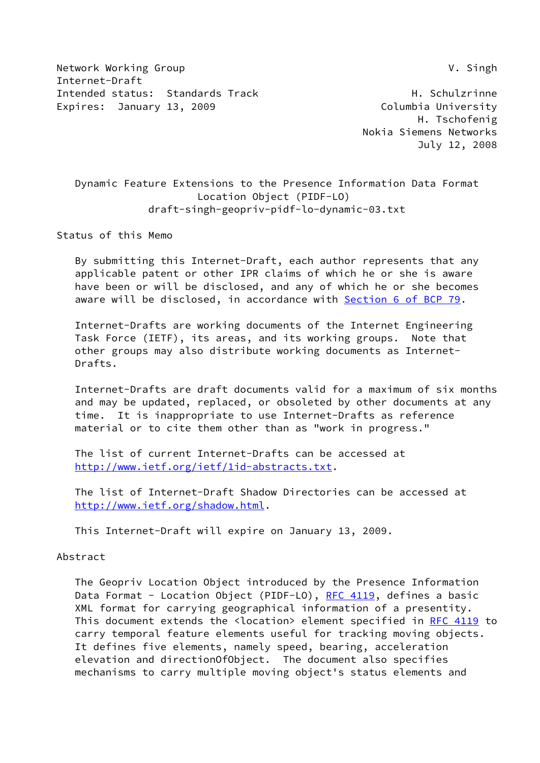Network Working Group V. Singh
Internet-Draft
Intended status: Standards Track H. Schulzrinne
Expires: January 13, 2009 Columbia University
H. Tschofenig
Nokia Siemens Networks
July 12, 2008

# Dynamic Feature Extensions to the Presence Information Data Format Location Object (PIDF-LO)

draft-singh-geopriv-pidf-lo-dynamic-03.txt

## Status of this Memo

By submitting this Internet-Draft, each author represents that any applicable patent or other IPR claims of which he or she is aware have been or will be disclosed, and any of which he or she becomes aware will be disclosed, in accordance with Section 6 of BCP 79.

Internet-Drafts are working documents of the Internet Engineering Task Force (IETF), its areas, and its working groups. Note that other groups may also distribute working documents as Internet-Drafts.

Internet-Drafts are draft documents valid for a maximum of six months and may be updated, replaced, or obsoleted by other documents at any time. It is inappropriate to use Internet-Drafts as reference material or to cite them other than as "work in progress."

The list of current Internet-Drafts can be accessed at http://www.ietf.org/ietf/1id-abstracts.txt.

The list of Internet-Draft Shadow Directories can be accessed at http://www.ietf.org/shadow.html.

This Internet-Draft will expire on January 13, 2009.

## Abstract

The Geopriv Location Object introduced by the Presence Information Data Format - Location Object (PIDF-LO), RFC 4119, defines a basic XML format for carrying geographical information of a presentity. This document extends the <location> element specified in RFC 4119 to carry temporal feature elements useful for tracking moving objects. It defines five elements, namely speed, bearing, acceleration elevation and directionOfObject. The document also specifies mechanisms to carry multiple moving object's status elements and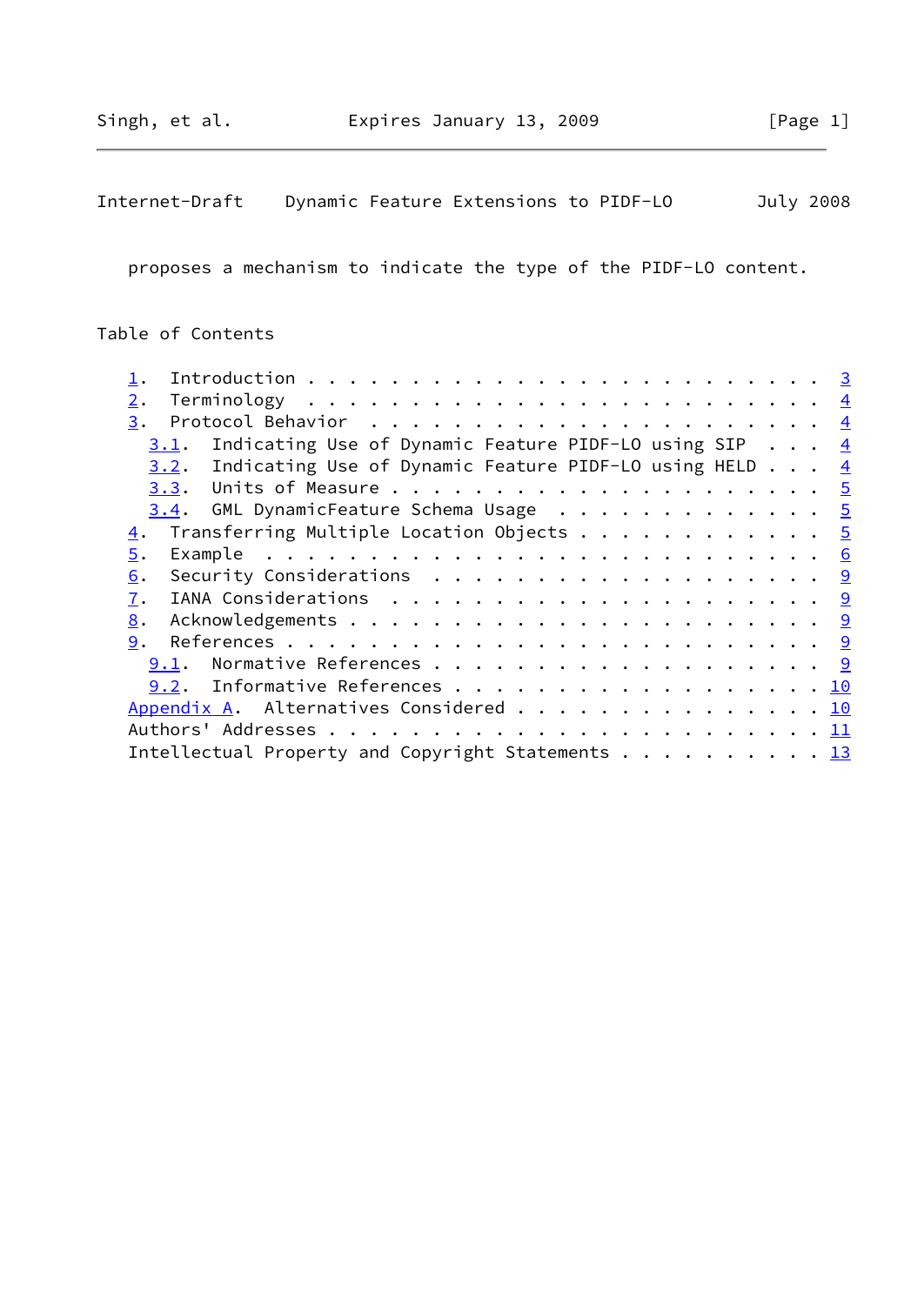proposes a mechanism to indicate the type of the PIDF-LO content.

## Table of Contents

1. Introduction . . . . . . . . . . . . . . . . . . . . . . . . 3
2. Terminology . . . . . . . . . . . . . . . . . . . . . . . . 4
3. Protocol Behavior . . . . . . . . . . . . . . . . . . . . . 4
   3.1. Indicating Use of Dynamic Feature PIDF-LO using SIP . . . 4
   3.2. Indicating Use of Dynamic Feature PIDF-LO using HELD . . . 4
   3.3. Units of Measure . . . . . . . . . . . . . . . . . . . . 5
   3.4. GML DynamicFeature Schema Usage . . . . . . . . . . . . . 5
4. Transferring Multiple Location Objects . . . . . . . . . . . 5
5. Example . . . . . . . . . . . . . . . . . . . . . . . . . . 6
6. Security Considerations . . . . . . . . . . . . . . . . . . 9
7. IANA Considerations . . . . . . . . . . . . . . . . . . . . 9
8. Acknowledgements . . . . . . . . . . . . . . . . . . . . . . 9
9. References . . . . . . . . . . . . . . . . . . . . . . . . . 9
   9.1. Normative References . . . . . . . . . . . . . . . . . . 9
   9.2. Informative References . . . . . . . . . . . . . . . . . 10

Appendix A. Alternatives Considered . . . . . . . . . . . . . . . 10
Authors' Addresses . . . . . . . . . . . . . . . . . . . . . . . 11
Intellectual Property and Copyright Statements . . . . . . . . . . 13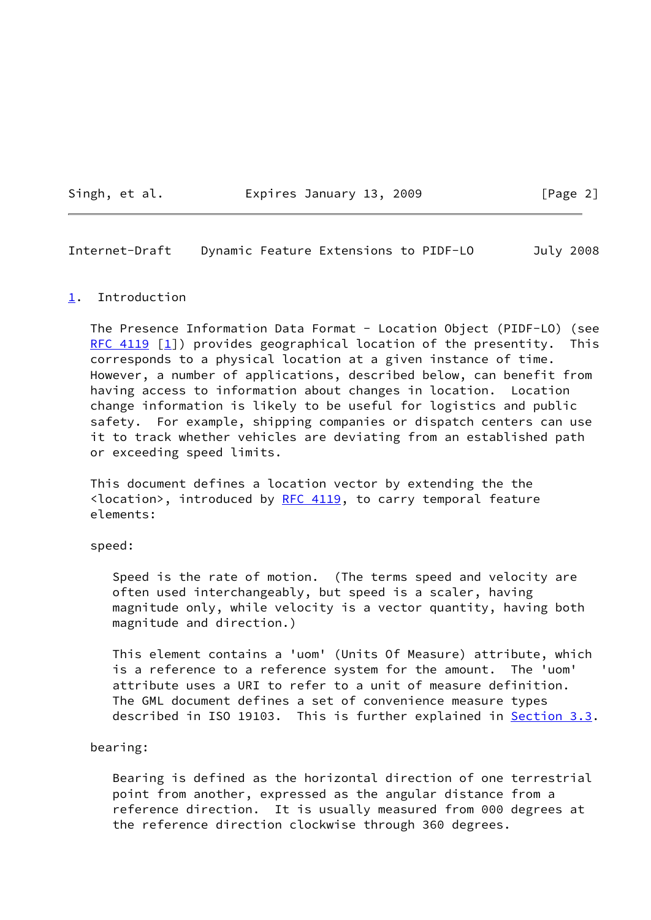## 1. Introduction

The Presence Information Data Format - Location Object (PIDF-LO) (see RFC 4119 [1]) provides geographical location of the presentity. This corresponds to a physical location at a given instance of time. However, a number of applications, described below, can benefit from having access to information about changes in location. Location change information is likely to be useful for logistics and public safety. For example, shipping companies or dispatch centers can use it to track whether vehicles are deviating from an established path or exceeding speed limits.

This document defines a location vector by extending the the <location>, introduced by RFC 4119, to carry temporal feature elements:

speed:

Speed is the rate of motion. (The terms speed and velocity are often used interchangeably, but speed is a scaler, having magnitude only, while velocity is a vector quantity, having both magnitude and direction.)

This element contains a 'uom' (Units Of Measure) attribute, which is a reference to a reference system for the amount. The 'uom' attribute uses a URI to refer to a unit of measure definition. The GML document defines a set of convenience measure types described in ISO 19103. This is further explained in Section 3.3.

bearing:

Bearing is defined as the horizontal direction of one terrestrial point from another, expressed as the angular distance from a reference direction. It is usually measured from 000 degrees at the reference direction clockwise through 360 degrees.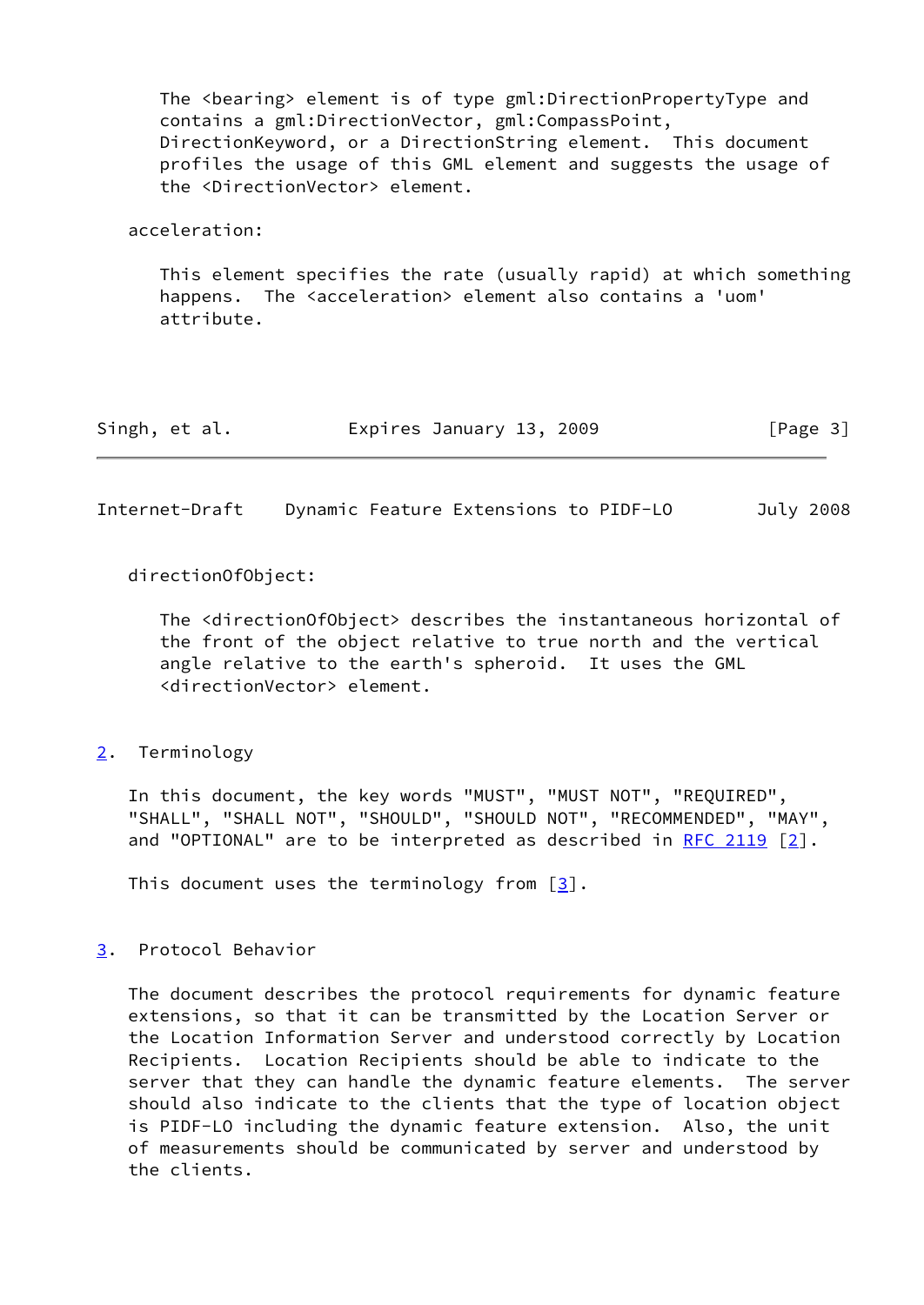The <bearing> element is of type gml:DirectionPropertyType and contains a gml:DirectionVector, gml:CompassPoint, DirectionKeyword, or a DirectionString element. This document profiles the usage of this GML element and suggests the usage of the <DirectionVector> element.

acceleration:

This element specifies the rate (usually rapid) at which something happens. The <acceleration> element also contains a 'uom' attribute.

directionOfObject:

The <directionOfObject> describes the instantaneous horizontal of the front of the object relative to true north and the vertical angle relative to the earth's spheroid. It uses the GML <directionVector> element.

## 2. Terminology

In this document, the key words "MUST", "MUST NOT", "REQUIRED", "SHALL", "SHALL NOT", "SHOULD", "SHOULD NOT", "RECOMMENDED", "MAY", and "OPTIONAL" are to be interpreted as described in RFC 2119 [2].

This document uses the terminology from [3].

## 3. Protocol Behavior

The document describes the protocol requirements for dynamic feature extensions, so that it can be transmitted by the Location Server or the Location Information Server and understood correctly by Location Recipients. Location Recipients should be able to indicate to the server that they can handle the dynamic feature elements. The server should also indicate to the clients that the type of location object is PIDF-LO including the dynamic feature extension. Also, the unit of measurements should be communicated by server and understood by the clients.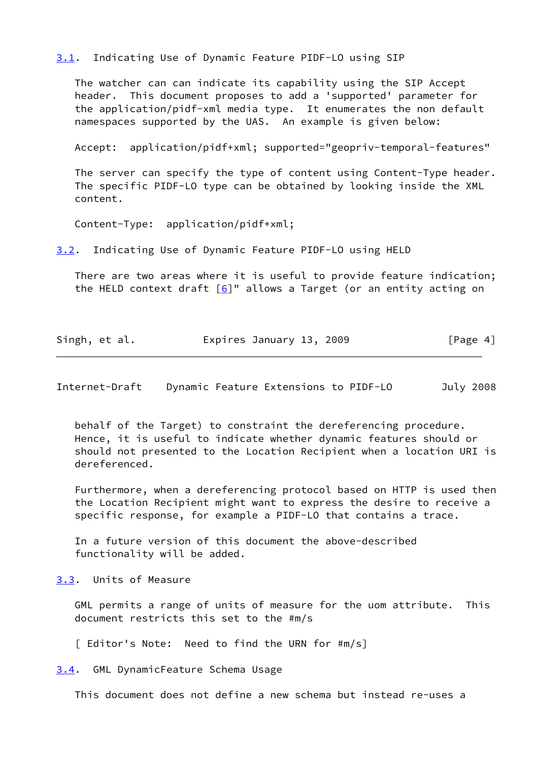### 3.1. Indicating Use of Dynamic Feature PIDF-LO using SIP

The watcher can can indicate its capability using the SIP Accept header. This document proposes to add a 'supported' parameter for the application/pidf-xml media type. It enumerates the non default namespaces supported by the UAS. An example is given below:

```
Accept:  application/pidf+xml; supported="geopriv-temporal-features"
```

The server can specify the type of content using Content-Type header. The specific PIDF-LO type can be obtained by looking inside the XML content.

```
Content-Type:  application/pidf+xml;
```

### 3.2. Indicating Use of Dynamic Feature PIDF-LO using HELD

There are two areas where it is useful to provide feature indication; the HELD context draft [6]" allows a Target (or an entity acting on behalf of the Target) to constraint the dereferencing procedure. Hence, it is useful to indicate whether dynamic features should or should not presented to the Location Recipient when a location URI is dereferenced.

Furthermore, when a dereferencing protocol based on HTTP is used then the Location Recipient might want to express the desire to receive a specific response, for example a PIDF-LO that contains a trace.

In a future version of this document the above-described functionality will be added.

### 3.3. Units of Measure

GML permits a range of units of measure for the uom attribute. This document restricts this set to the #m/s

[ Editor's Note: Need to find the URN for #m/s]

### 3.4. GML DynamicFeature Schema Usage

This document does not define a new schema but instead re-uses a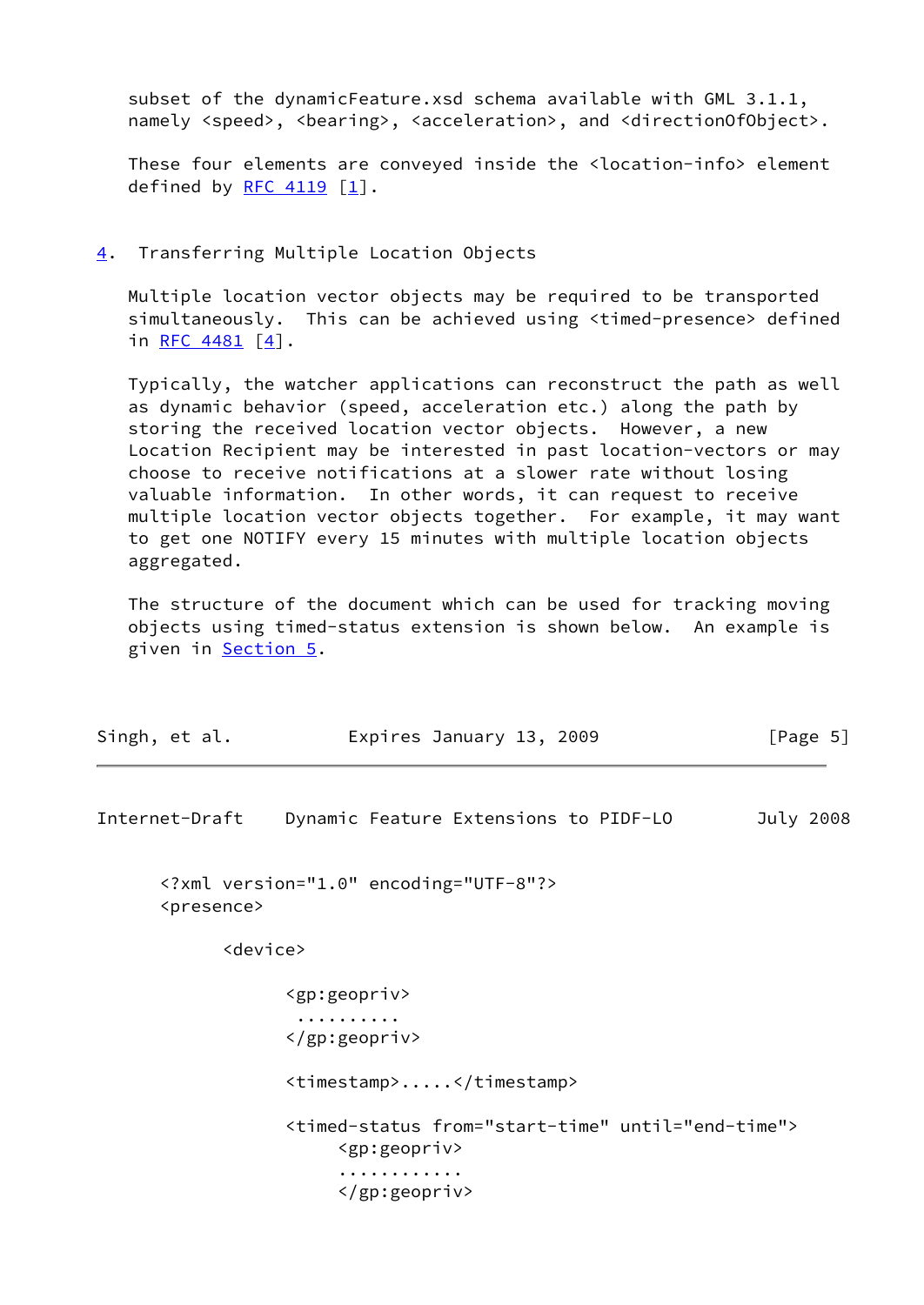subset of the dynamicFeature.xsd schema available with GML 3.1.1, namely <speed>, <bearing>, <acceleration>, and <directionOfObject>.

These four elements are conveyed inside the <location-info> element defined by RFC 4119 [1].

## 4. Transferring Multiple Location Objects

Multiple location vector objects may be required to be transported simultaneously. This can be achieved using <timed-presence> defined in RFC 4481 [4].

Typically, the watcher applications can reconstruct the path as well as dynamic behavior (speed, acceleration etc.) along the path by storing the received location vector objects. However, a new Location Recipient may be interested in past location-vectors or may choose to receive notifications at a slower rate without losing valuable information. In other words, it can request to receive multiple location vector objects together. For example, it may want to get one NOTIFY every 15 minutes with multiple location objects aggregated.

The structure of the document which can be used for tracking moving objects using timed-status extension is shown below. An example is given in Section 5.

```
<?xml version="1.0" encoding="UTF-8"?>
<presence>

      <device>

            <gp:geopriv>
             ..........
            </gp:geopriv>

            <timestamp>.....</timestamp>

            <timed-status from="start-time" until="end-time">
                 <gp:geopriv>
                 ............
                 </gp:geopriv>
```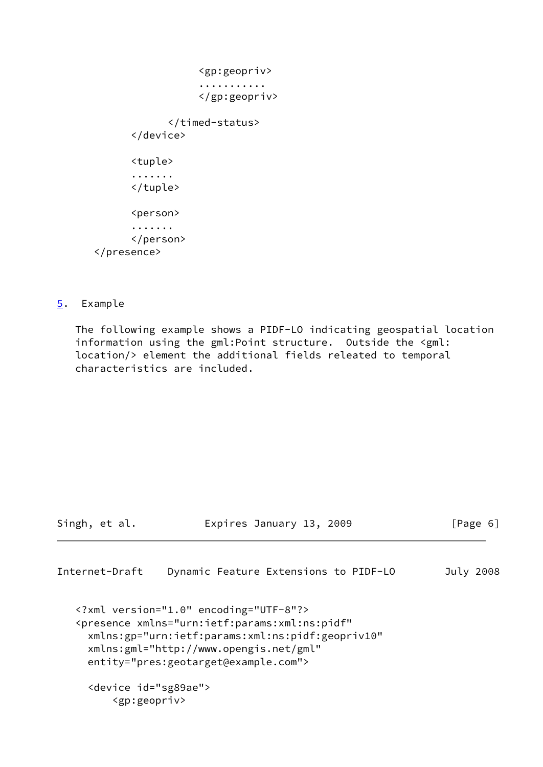```
                    <gp:geopriv>
                    ...........
                    </gp:geopriv>

               </timed-status>
         </device>

         <tuple>
         .......
         </tuple>

         <person>
         .......
         </person>
   </presence>
```

## 5. Example

The following example shows a PIDF-LO indicating geospatial location information using the gml:Point structure. Outside the <gml:location/> element the additional fields releated to temporal characteristics are included.

```
<?xml version="1.0" encoding="UTF-8"?>
<presence xmlns="urn:ietf:params:xml:ns:pidf"
  xmlns:gp="urn:ietf:params:xml:ns:pidf:geopriv10"
  xmlns:gml="http://www.opengis.net/gml"
  entity="pres:geotarget@example.com">

  <device id="sg89ae">
      <gp:geopriv>
```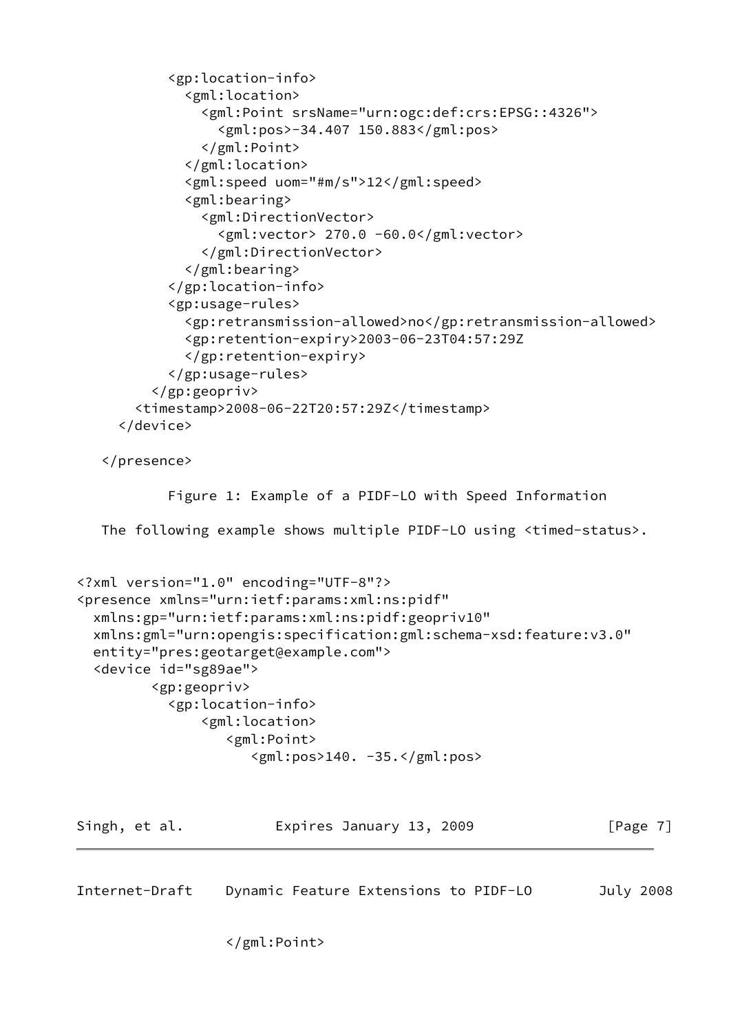```
          <gp:location-info>
            <gml:location>
              <gml:Point srsName="urn:ogc:def:crs:EPSG::4326">
                <gml:pos>-34.407 150.883</gml:pos>
              </gml:Point>
            </gml:location>
            <gml:speed uom="#m/s">12</gml:speed>
            <gml:bearing>
              <gml:DirectionVector>
                <gml:vector> 270.0 -60.0</gml:vector>
              </gml:DirectionVector>
            </gml:bearing>
          </gp:location-info>
          <gp:usage-rules>
            <gp:retransmission-allowed>no</gp:retransmission-allowed>
            <gp:retention-expiry>2003-06-23T04:57:29Z
            </gp:retention-expiry>
          </gp:usage-rules>
        </gp:geopriv>
      <timestamp>2008-06-22T20:57:29Z</timestamp>
    </device>

  </presence>
```

Figure 1: Example of a PIDF-LO with Speed Information

The following example shows multiple PIDF-LO using <timed-status>.

```
<?xml version="1.0" encoding="UTF-8"?>
<presence xmlns="urn:ietf:params:xml:ns:pidf"
  xmlns:gp="urn:ietf:params:xml:ns:pidf:geopriv10"
  xmlns:gml="urn:opengis:specification:gml:schema-xsd:feature:v3.0"
  entity="pres:geotarget@example.com">
  <device id="sg89ae">
        <gp:geopriv>
          <gp:location-info>
              <gml:location>
                 <gml:Point>
                    <gml:pos>140. -35.</gml:pos>
                 </gml:Point>
```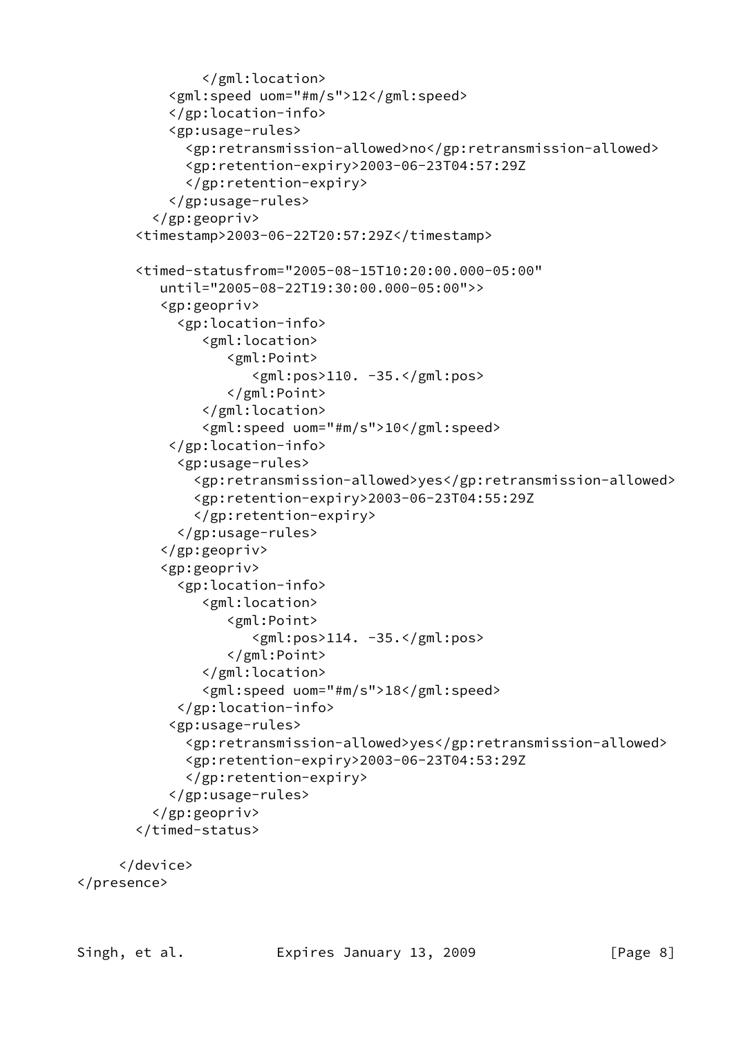```
               </gml:location>
           <gml:speed uom="#m/s">12</gml:speed>
           </gp:location-info>
           <gp:usage-rules>
             <gp:retransmission-allowed>no</gp:retransmission-allowed>
             <gp:retention-expiry>2003-06-23T04:57:29Z
             </gp:retention-expiry>
           </gp:usage-rules>
         </gp:geopriv>
       <timestamp>2003-06-22T20:57:29Z</timestamp>

       <timed-statusfrom="2005-08-15T10:20:00.000-05:00"
          until="2005-08-22T19:30:00.000-05:00">>
          <gp:geopriv>
            <gp:location-info>
               <gml:location>
                  <gml:Point>
                     <gml:pos>110. -35.</gml:pos>
                  </gml:Point>
               </gml:location>
               <gml:speed uom="#m/s">10</gml:speed>
           </gp:location-info>
            <gp:usage-rules>
              <gp:retransmission-allowed>yes</gp:retransmission-allowed>
              <gp:retention-expiry>2003-06-23T04:55:29Z
              </gp:retention-expiry>
            </gp:usage-rules>
          </gp:geopriv>
          <gp:geopriv>
            <gp:location-info>
               <gml:location>
                  <gml:Point>
                     <gml:pos>114. -35.</gml:pos>
                  </gml:Point>
               </gml:location>
               <gml:speed uom="#m/s">18</gml:speed>
            </gp:location-info>
           <gp:usage-rules>
             <gp:retransmission-allowed>yes</gp:retransmission-allowed>
             <gp:retention-expiry>2003-06-23T04:53:29Z
             </gp:retention-expiry>
           </gp:usage-rules>
         </gp:geopriv>
       </timed-status>

     </device>
</presence>
```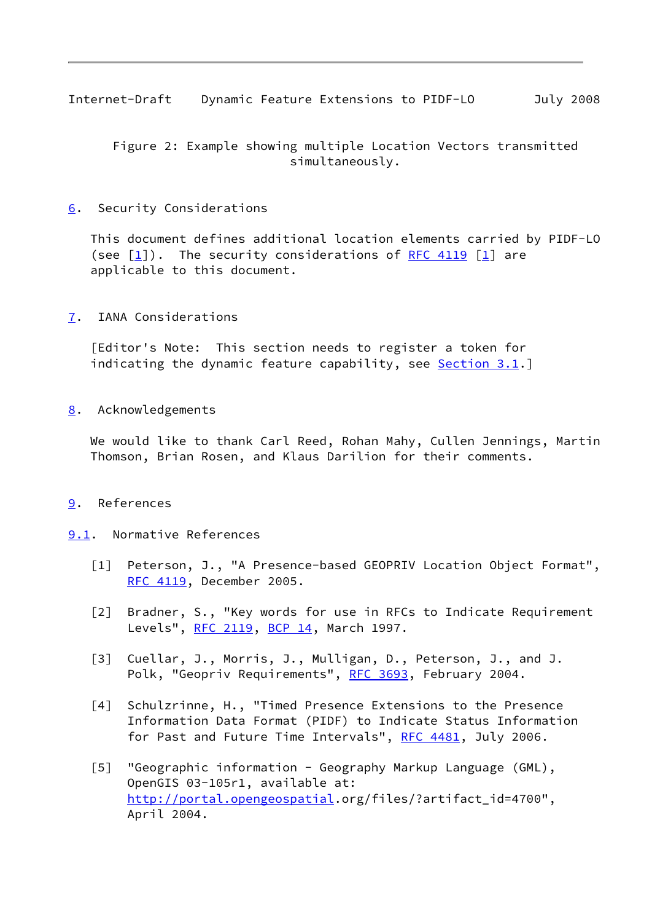Figure 2: Example showing multiple Location Vectors transmitted simultaneously.

## 6. Security Considerations

This document defines additional location elements carried by PIDF-LO (see [1]). The security considerations of RFC 4119 [1] are applicable to this document.

## 7. IANA Considerations

[Editor's Note: This section needs to register a token for indicating the dynamic feature capability, see Section 3.1.]

## 8. Acknowledgements

We would like to thank Carl Reed, Rohan Mahy, Cullen Jennings, Martin Thomson, Brian Rosen, and Klaus Darilion for their comments.

## 9. References

### 9.1. Normative References

[1] Peterson, J., "A Presence-based GEOPRIV Location Object Format", RFC 4119, December 2005.

[2] Bradner, S., "Key words for use in RFCs to Indicate Requirement Levels", RFC 2119, BCP 14, March 1997.

[3] Cuellar, J., Morris, J., Mulligan, D., Peterson, J., and J. Polk, "Geopriv Requirements", RFC 3693, February 2004.

[4] Schulzrinne, H., "Timed Presence Extensions to the Presence Information Data Format (PIDF) to Indicate Status Information for Past and Future Time Intervals", RFC 4481, July 2006.

[5] "Geographic information - Geography Markup Language (GML), OpenGIS 03-105r1, available at: http://portal.opengeospatial.org/files/?artifact_id=4700", April 2004.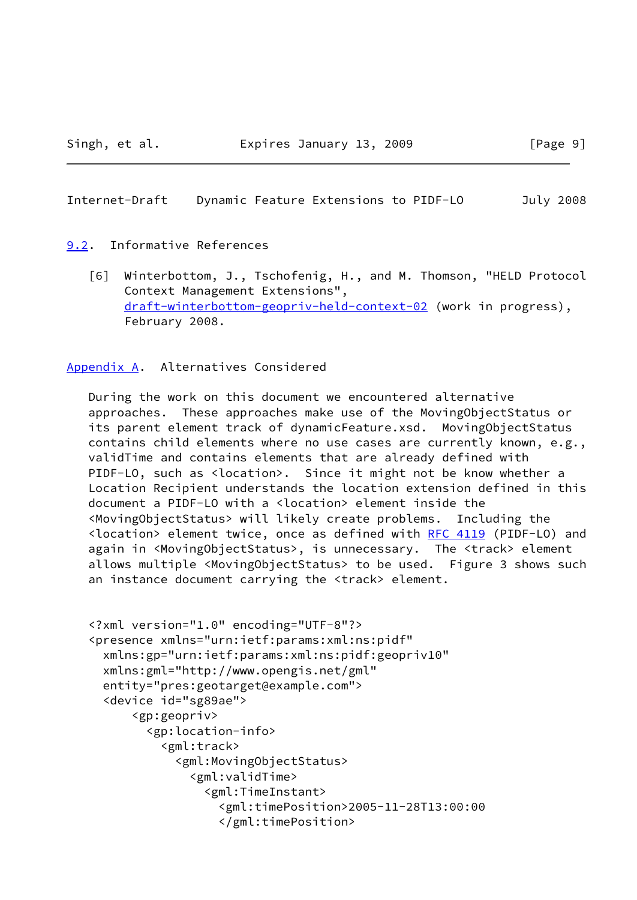## 9.2. Informative References

[6] Winterbottom, J., Tschofenig, H., and M. Thomson, "HELD Protocol Context Management Extensions", draft-winterbottom-geopriv-held-context-02 (work in progress), February 2008.

# Appendix A. Alternatives Considered

During the work on this document we encountered alternative approaches. These approaches make use of the MovingObjectStatus or its parent element track of dynamicFeature.xsd. MovingObjectStatus contains child elements where no use cases are currently known, e.g., validTime and contains elements that are already defined with PIDF-LO, such as <location>. Since it might not be know whether a Location Recipient understands the location extension defined in this document a PIDF-LO with a <location> element inside the <MovingObjectStatus> will likely create problems. Including the <location> element twice, once as defined with RFC 4119 (PIDF-LO) and again in <MovingObjectStatus>, is unnecessary. The <track> element allows multiple <MovingObjectStatus> to be used. Figure 3 shows such an instance document carrying the <track> element.

```
<?xml version="1.0" encoding="UTF-8"?>
<presence xmlns="urn:ietf:params:xml:ns:pidf"
  xmlns:gp="urn:ietf:params:xml:ns:pidf:geopriv10"
  xmlns:gml="http://www.opengis.net/gml"
  entity="pres:geotarget@example.com">
  <device id="sg89ae">
      <gp:geopriv>
        <gp:location-info>
          <gml:track>
            <gml:MovingObjectStatus>
              <gml:validTime>
                <gml:TimeInstant>
                  <gml:timePosition>2005-11-28T13:00:00
                  </gml:timePosition>
```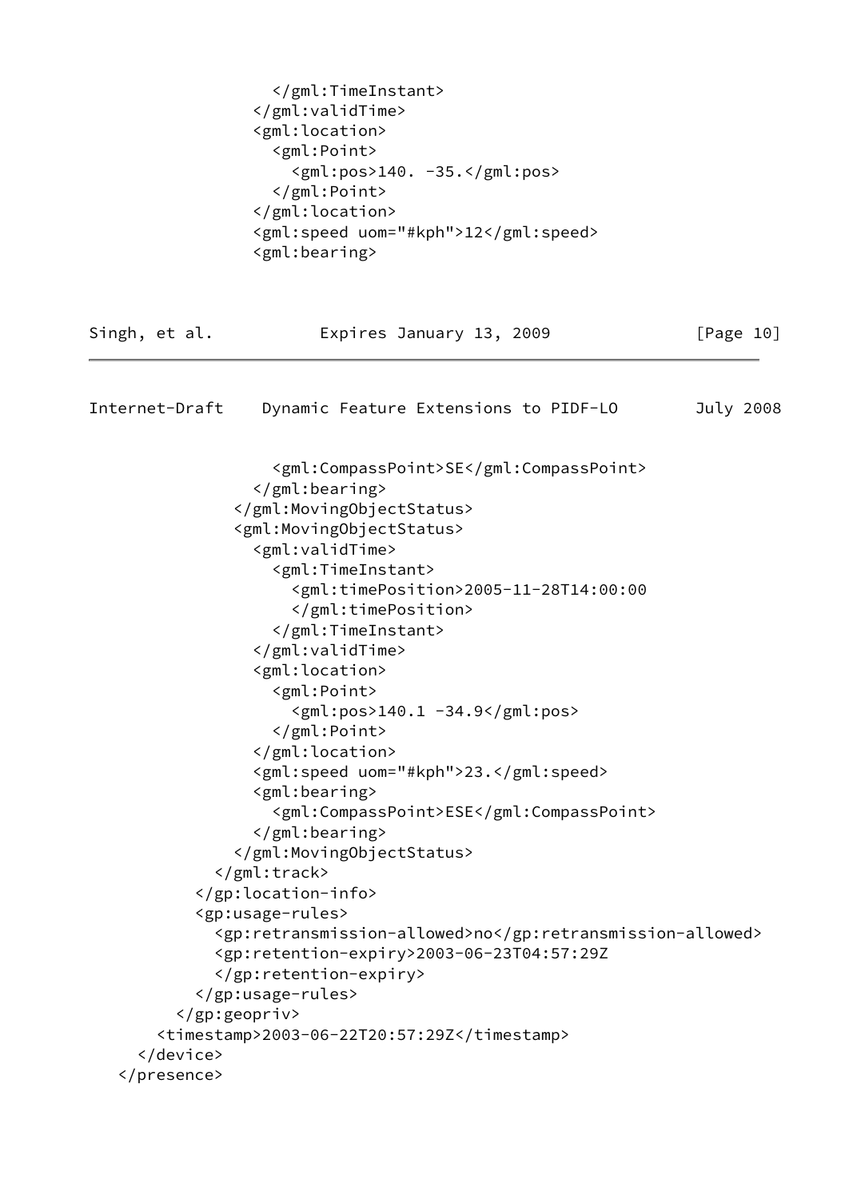```
                </gml:TimeInstant>
              </gml:validTime>
              <gml:location>
                <gml:Point>
                  <gml:pos>140. -35.</gml:pos>
                </gml:Point>
              </gml:location>
              <gml:speed uom="#kph">12</gml:speed>
              <gml:bearing>
                <gml:CompassPoint>SE</gml:CompassPoint>
              </gml:bearing>
            </gml:MovingObjectStatus>
            <gml:MovingObjectStatus>
              <gml:validTime>
                <gml:TimeInstant>
                  <gml:timePosition>2005-11-28T14:00:00
                  </gml:timePosition>
                </gml:TimeInstant>
              </gml:validTime>
              <gml:location>
                <gml:Point>
                  <gml:pos>140.1 -34.9</gml:pos>
                </gml:Point>
              </gml:location>
              <gml:speed uom="#kph">23.</gml:speed>
              <gml:bearing>
                <gml:CompassPoint>ESE</gml:CompassPoint>
              </gml:bearing>
            </gml:MovingObjectStatus>
          </gml:track>
        </gp:location-info>
        <gp:usage-rules>
          <gp:retransmission-allowed>no</gp:retransmission-allowed>
          <gp:retention-expiry>2003-06-23T04:57:29Z
          </gp:retention-expiry>
        </gp:usage-rules>
      </gp:geopriv>
    <timestamp>2003-06-22T20:57:29Z</timestamp>
  </device>
</presence>
```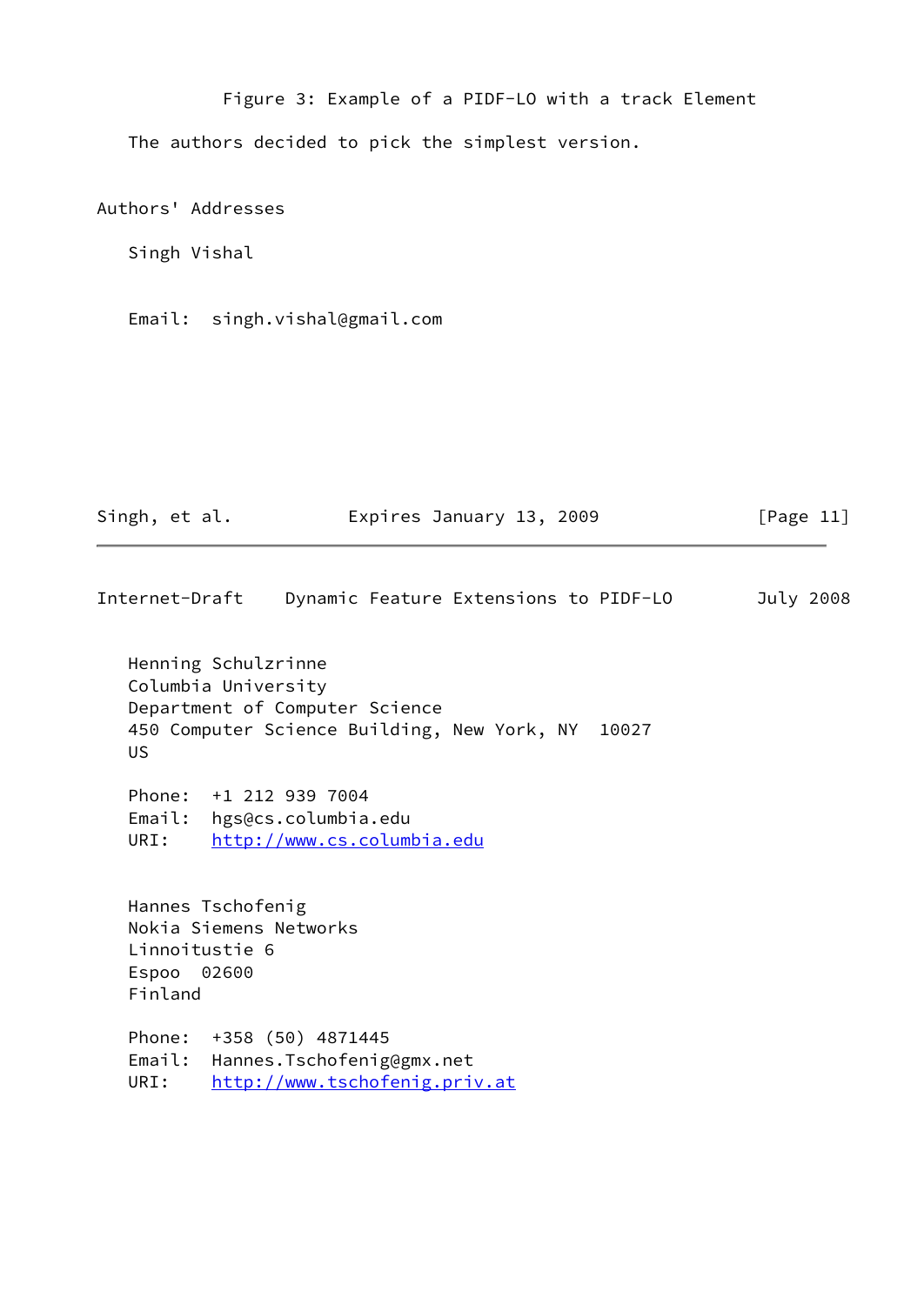Figure 3: Example of a PIDF-LO with a track Element

The authors decided to pick the simplest version.

# Authors' Addresses

Singh Vishal

Email: singh.vishal@gmail.com

Henning Schulzrinne
Columbia University
Department of Computer Science
450 Computer Science Building, New York, NY 10027
US

Phone: +1 212 939 7004
Email: hgs@cs.columbia.edu
URI: http://www.cs.columbia.edu

Hannes Tschofenig
Nokia Siemens Networks
Linnoitustie 6
Espoo 02600
Finland

Phone: +358 (50) 4871445
Email: Hannes.Tschofenig@gmx.net
URI: http://www.tschofenig.priv.at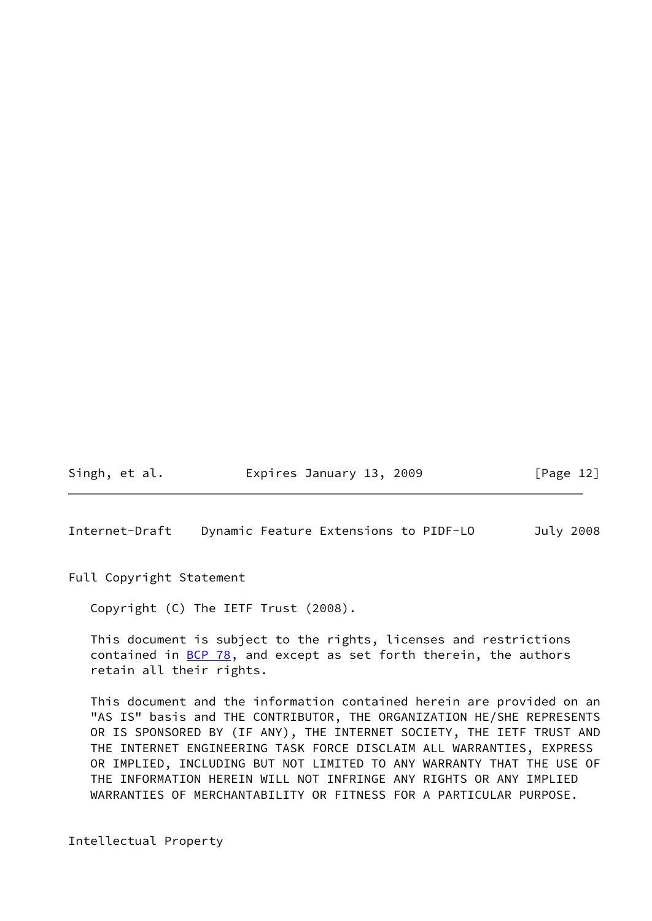## Full Copyright Statement

Copyright (C) The IETF Trust (2008).

This document is subject to the rights, licenses and restrictions contained in BCP 78, and except as set forth therein, the authors retain all their rights.

This document and the information contained herein are provided on an "AS IS" basis and THE CONTRIBUTOR, THE ORGANIZATION HE/SHE REPRESENTS OR IS SPONSORED BY (IF ANY), THE INTERNET SOCIETY, THE IETF TRUST AND THE INTERNET ENGINEERING TASK FORCE DISCLAIM ALL WARRANTIES, EXPRESS OR IMPLIED, INCLUDING BUT NOT LIMITED TO ANY WARRANTY THAT THE USE OF THE INFORMATION HEREIN WILL NOT INFRINGE ANY RIGHTS OR ANY IMPLIED WARRANTIES OF MERCHANTABILITY OR FITNESS FOR A PARTICULAR PURPOSE.

## Intellectual Property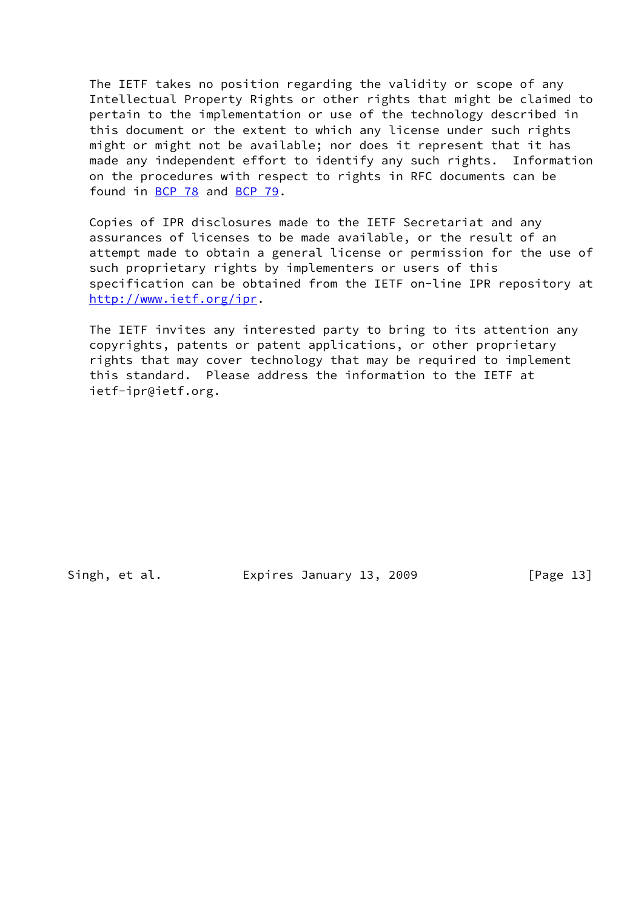The IETF takes no position regarding the validity or scope of any Intellectual Property Rights or other rights that might be claimed to pertain to the implementation or use of the technology described in this document or the extent to which any license under such rights might or might not be available; nor does it represent that it has made any independent effort to identify any such rights. Information on the procedures with respect to rights in RFC documents can be found in BCP 78 and BCP 79.

Copies of IPR disclosures made to the IETF Secretariat and any assurances of licenses to be made available, or the result of an attempt made to obtain a general license or permission for the use of such proprietary rights by implementers or users of this specification can be obtained from the IETF on-line IPR repository at http://www.ietf.org/ipr.

The IETF invites any interested party to bring to its attention any copyrights, patents or patent applications, or other proprietary rights that may cover technology that may be required to implement this standard. Please address the information to the IETF at ietf-ipr@ietf.org.